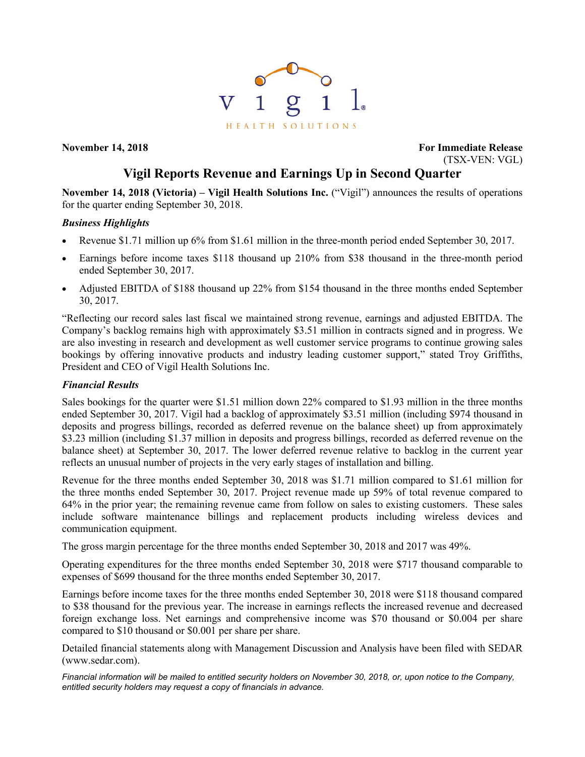vigil HEALTH SOLUTIONS

**November 14, 2018** **For Immediate Release**
(TSX-VEN: VGL)

# Vigil Reports Revenue and Earnings Up in Second Quarter

**November 14, 2018 (Victoria) – Vigil Health Solutions Inc.** ("Vigil") announces the results of operations for the quarter ending September 30, 2018.

### *Business Highlights*

- Revenue $1.71 million up 6% from $1.61 million in the three-month period ended September 30, 2017.
- Earnings before income taxes $118 thousand up 210% from $38 thousand in the three-month period ended September 30, 2017.
- Adjusted EBITDA of $188 thousand up 22% from $154 thousand in the three months ended September 30, 2017.

"Reflecting our record sales last fiscal we maintained strong revenue, earnings and adjusted EBITDA. The Company's backlog remains high with approximately $3.51 million in contracts signed and in progress. We are also investing in research and development as well customer service programs to continue growing sales bookings by offering innovative products and industry leading customer support," stated Troy Griffiths, President and CEO of Vigil Health Solutions Inc.

### *Financial Results*

Sales bookings for the quarter were $1.51 million down 22% compared to $1.93 million in the three months ended September 30, 2017. Vigil had a backlog of approximately $3.51 million (including $974 thousand in deposits and progress billings, recorded as deferred revenue on the balance sheet) up from approximately $3.23 million (including $1.37 million in deposits and progress billings, recorded as deferred revenue on the balance sheet) at September 30, 2017. The lower deferred revenue relative to backlog in the current year reflects an unusual number of projects in the very early stages of installation and billing.

Revenue for the three months ended September 30, 2018 was $1.71 million compared to $1.61 million for the three months ended September 30, 2017. Project revenue made up 59% of total revenue compared to 64% in the prior year; the remaining revenue came from follow on sales to existing customers. These sales include software maintenance billings and replacement products including wireless devices and communication equipment.

The gross margin percentage for the three months ended September 30, 2018 and 2017 was 49%.

Operating expenditures for the three months ended September 30, 2018 were $717 thousand comparable to expenses of $699 thousand for the three months ended September 30, 2017.

Earnings before income taxes for the three months ended September 30, 2018 were $118 thousand compared to $38 thousand for the previous year. The increase in earnings reflects the increased revenue and decreased foreign exchange loss. Net earnings and comprehensive income was $70 thousand or $0.004 per share compared to $10 thousand or $0.001 per share per share.

Detailed financial statements along with Management Discussion and Analysis have been filed with SEDAR (www.sedar.com).

*Financial information will be mailed to entitled security holders on November 30, 2018, or, upon notice to the Company, entitled security holders may request a copy of financials in advance.*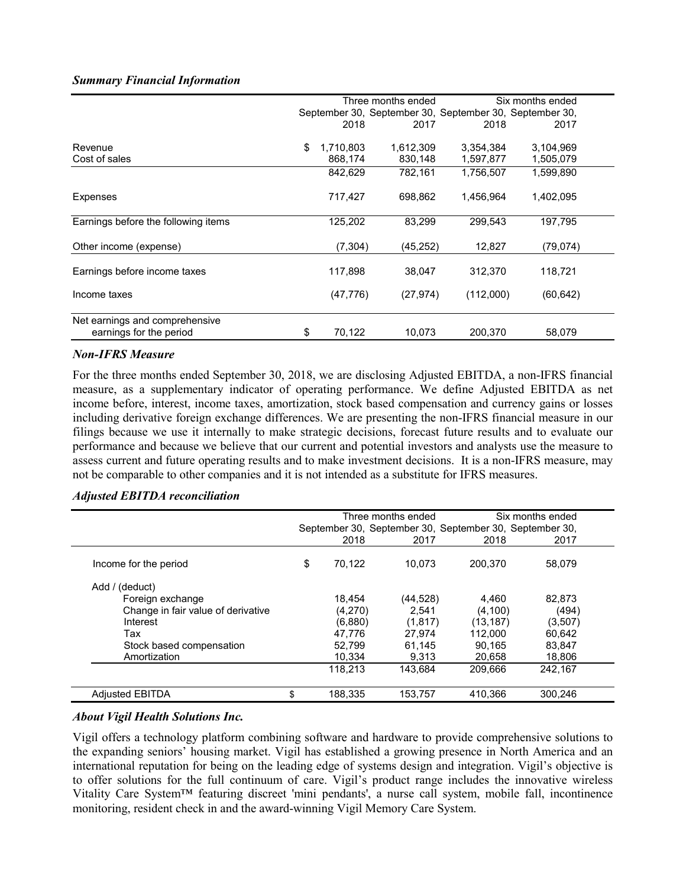### *Summary Financial Information*

| | Three months ended September 30, 2018 | Three months ended September 30, 2017 | Six months ended September 30, 2018 | Six months ended September 30, 2017 |
|---|---|---|---|---|
| Revenue | $ 1,710,803 | 1,612,309 | 3,354,384 | 3,104,969 |
| Cost of sales | 868,174 | 830,148 | 1,597,877 | 1,505,079 |
| | 842,629 | 782,161 | 1,756,507 | 1,599,890 |
| Expenses | 717,427 | 698,862 | 1,456,964 | 1,402,095 |
| Earnings before the following items | 125,202 | 83,299 | 299,543 | 197,795 |
| Other income (expense) | (7,304) | (45,252) | 12,827 | (79,074) |
| Earnings before income taxes | 117,898 | 38,047 | 312,370 | 118,721 |
| Income taxes | (47,776) | (27,974) | (112,000) | (60,642) |
| Net earnings and comprehensive earnings for the period | $ 70,122 | 10,073 | 200,370 | 58,079 |

### *Non-IFRS Measure*

For the three months ended September 30, 2018, we are disclosing Adjusted EBITDA, a non-IFRS financial measure, as a supplementary indicator of operating performance. We define Adjusted EBITDA as net income before, interest, income taxes, amortization, stock based compensation and currency gains or losses including derivative foreign exchange differences. We are presenting the non-IFRS financial measure in our filings because we use it internally to make strategic decisions, forecast future results and to evaluate our performance and because we believe that our current and potential investors and analysts use the measure to assess current and future operating results and to make investment decisions. It is a non-IFRS measure, may not be comparable to other companies and it is not intended as a substitute for IFRS measures.

### *Adjusted EBITDA reconciliation*

| | Three months ended September 30, 2018 | Three months ended September 30, 2017 | Six months ended September 30, 2018 | Six months ended September 30, 2017 |
|---|---|---|---|---|
| Income for the period | $ 70,122 | 10,073 | 200,370 | 58,079 |
| Add / (deduct) | | | | |
| Foreign exchange | 18,454 | (44,528) | 4,460 | 82,873 |
| Change in fair value of derivative | (4,270) | 2,541 | (4,100) | (494) |
| Interest | (6,880) | (1,817) | (13,187) | (3,507) |
| Tax | 47,776 | 27,974 | 112,000 | 60,642 |
| Stock based compensation | 52,799 | 61,145 | 90,165 | 83,847 |
| Amortization | 10,334 | 9,313 | 20,658 | 18,806 |
| | 118,213 | 143,684 | 209,666 | 242,167 |
| Adjusted EBITDA | $ 188,335 | 153,757 | 410,366 | 300,246 |

### *About Vigil Health Solutions Inc.*

Vigil offers a technology platform combining software and hardware to provide comprehensive solutions to the expanding seniors' housing market. Vigil has established a growing presence in North America and an international reputation for being on the leading edge of systems design and integration. Vigil's objective is to offer solutions for the full continuum of care. Vigil's product range includes the innovative wireless Vitality Care System™ featuring discreet 'mini pendants', a nurse call system, mobile fall, incontinence monitoring, resident check in and the award-winning Vigil Memory Care System.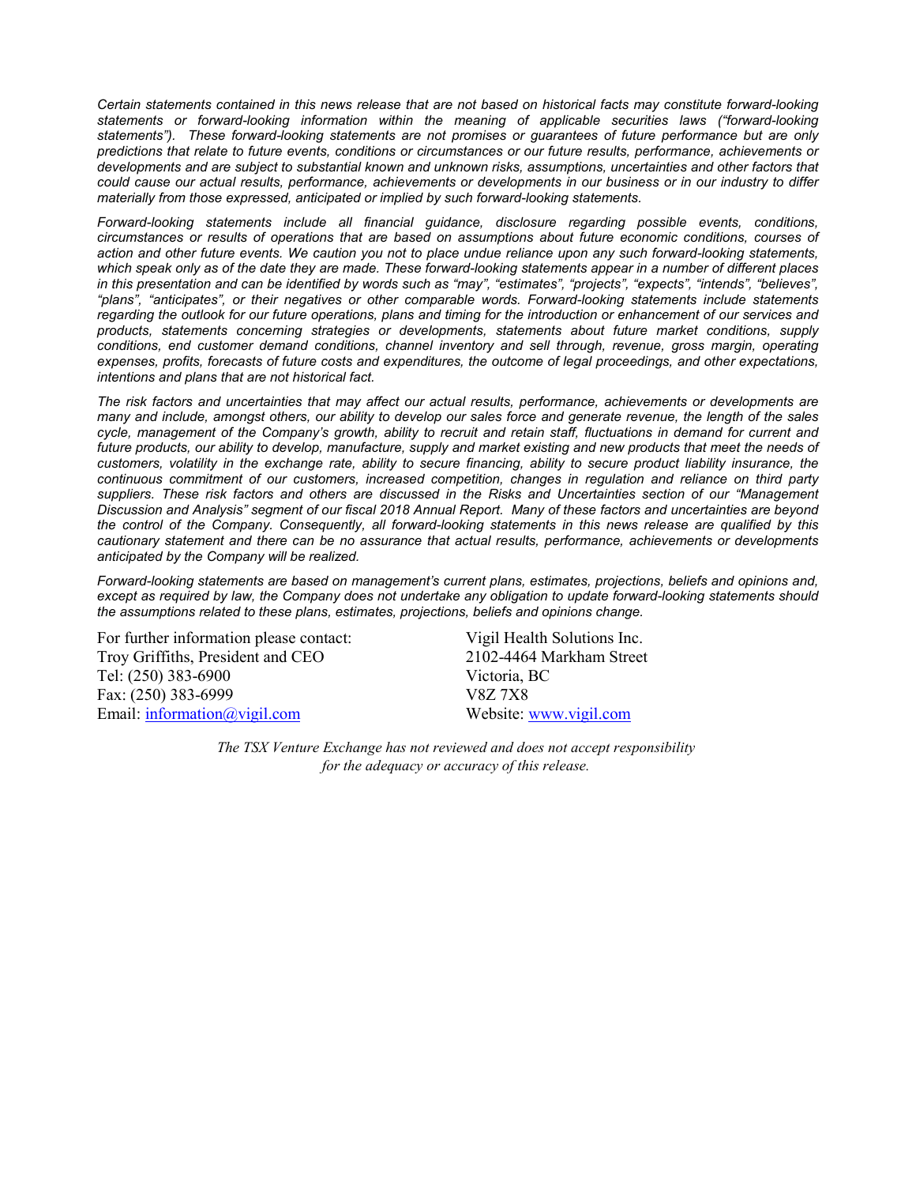*Certain statements contained in this news release that are not based on historical facts may constitute forward-looking statements or forward-looking information within the meaning of applicable securities laws ("forward-looking statements"). These forward-looking statements are not promises or guarantees of future performance but are only predictions that relate to future events, conditions or circumstances or our future results, performance, achievements or developments and are subject to substantial known and unknown risks, assumptions, uncertainties and other factors that could cause our actual results, performance, achievements or developments in our business or in our industry to differ materially from those expressed, anticipated or implied by such forward-looking statements.*

*Forward-looking statements include all financial guidance, disclosure regarding possible events, conditions, circumstances or results of operations that are based on assumptions about future economic conditions, courses of action and other future events. We caution you not to place undue reliance upon any such forward-looking statements, which speak only as of the date they are made. These forward-looking statements appear in a number of different places in this presentation and can be identified by words such as "may", "estimates", "projects", "expects", "intends", "believes", "plans", "anticipates", or their negatives or other comparable words. Forward-looking statements include statements regarding the outlook for our future operations, plans and timing for the introduction or enhancement of our services and products, statements concerning strategies or developments, statements about future market conditions, supply conditions, end customer demand conditions, channel inventory and sell through, revenue, gross margin, operating expenses, profits, forecasts of future costs and expenditures, the outcome of legal proceedings, and other expectations, intentions and plans that are not historical fact.*

*The risk factors and uncertainties that may affect our actual results, performance, achievements or developments are many and include, amongst others, our ability to develop our sales force and generate revenue, the length of the sales cycle, management of the Company's growth, ability to recruit and retain staff, fluctuations in demand for current and future products, our ability to develop, manufacture, supply and market existing and new products that meet the needs of customers, volatility in the exchange rate, ability to secure financing, ability to secure product liability insurance, the continuous commitment of our customers, increased competition, changes in regulation and reliance on third party suppliers. These risk factors and others are discussed in the Risks and Uncertainties section of our "Management Discussion and Analysis" segment of our fiscal 2018 Annual Report. Many of these factors and uncertainties are beyond the control of the Company. Consequently, all forward-looking statements in this news release are qualified by this cautionary statement and there can be no assurance that actual results, performance, achievements or developments anticipated by the Company will be realized.*

*Forward-looking statements are based on management's current plans, estimates, projections, beliefs and opinions and, except as required by law, the Company does not undertake any obligation to update forward-looking statements should the assumptions related to these plans, estimates, projections, beliefs and opinions change.*

For further information please contact:
Troy Griffiths, President and CEO
Tel: (250) 383-6900
Fax: (250) 383-6999
Email: information@vigil.com

Vigil Health Solutions Inc.
2102-4464 Markham Street
Victoria, BC
V8Z 7X8
Website: www.vigil.com

*The TSX Venture Exchange has not reviewed and does not accept responsibility for the adequacy or accuracy of this release.*